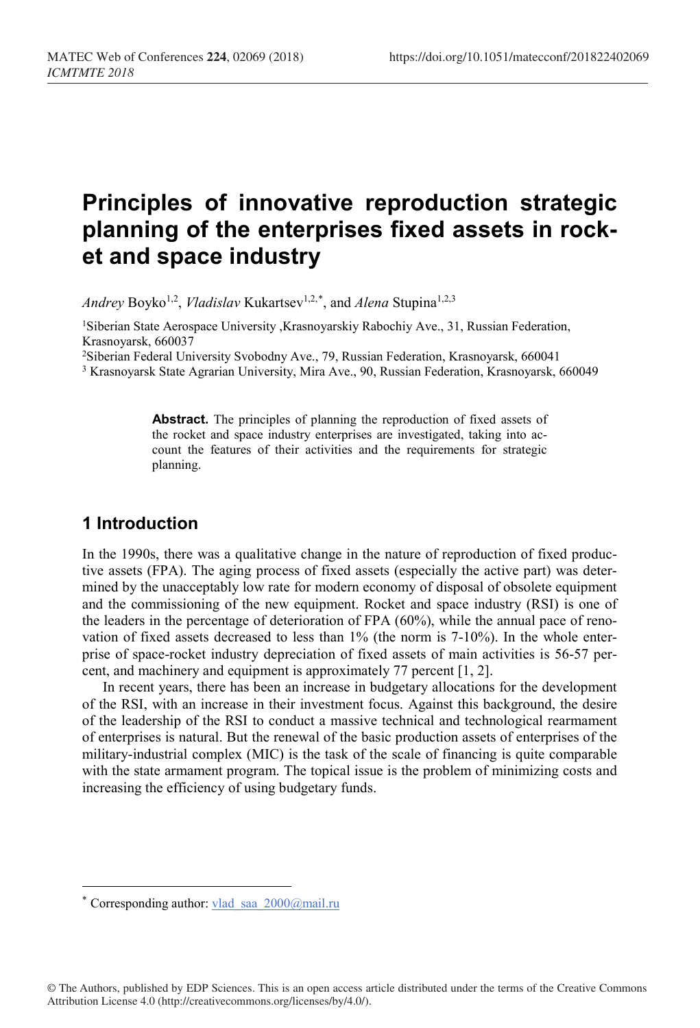# Principles of innovative reproduction strategic planning of the enterprises fixed assets in rocket and space industry

*Andrey* Boyko[1,2], *Vladislav* Kukartsev[1,2,*], and *Alena* Stupina[1,2,3]

[1]Siberian State Aerospace University ,Krasnoyarskiy Rabochiy Ave., 31, Russian Federation, Krasnoyarsk, 660037

[2]Siberian Federal University Svobodny Ave., 79, Russian Federation, Krasnoyarsk, 660041

[3] Krasnoyarsk State Agrarian University, Mira Ave., 90, Russian Federation, Krasnoyarsk, 660049

**Abstract.** The principles of planning the reproduction of fixed assets of the rocket and space industry enterprises are investigated, taking into account the features of their activities and the requirements for strategic planning.

## 1 Introduction

In the 1990s, there was a qualitative change in the nature of reproduction of fixed productive assets (FPA). The aging process of fixed assets (especially the active part) was determined by the unacceptably low rate for modern economy of disposal of obsolete equipment and the commissioning of the new equipment. Rocket and space industry (RSI) is one of the leaders in the percentage of deterioration of FPA (60%), while the annual pace of renovation of fixed assets decreased to less than 1% (the norm is 7-10%). In the whole enterprise of space-rocket industry depreciation of fixed assets of main activities is 56-57 percent, and machinery and equipment is approximately 77 percent [1, 2].

In recent years, there has been an increase in budgetary allocations for the development of the RSI, with an increase in their investment focus. Against this background, the desire of the leadership of the RSI to conduct a massive technical and technological rearmament of enterprises is natural. But the renewal of the basic production assets of enterprises of the military-industrial complex (MIC) is the task of the scale of financing is quite comparable with the state armament program. The topical issue is the problem of minimizing costs and increasing the efficiency of using budgetary funds.

[*] Corresponding author: vlad_saa_2000@mail.ru

© The Authors, published by EDP Sciences. This is an open access article distributed under the terms of the Creative Commons Attribution License 4.0 (http://creativecommons.org/licenses/by/4.0/).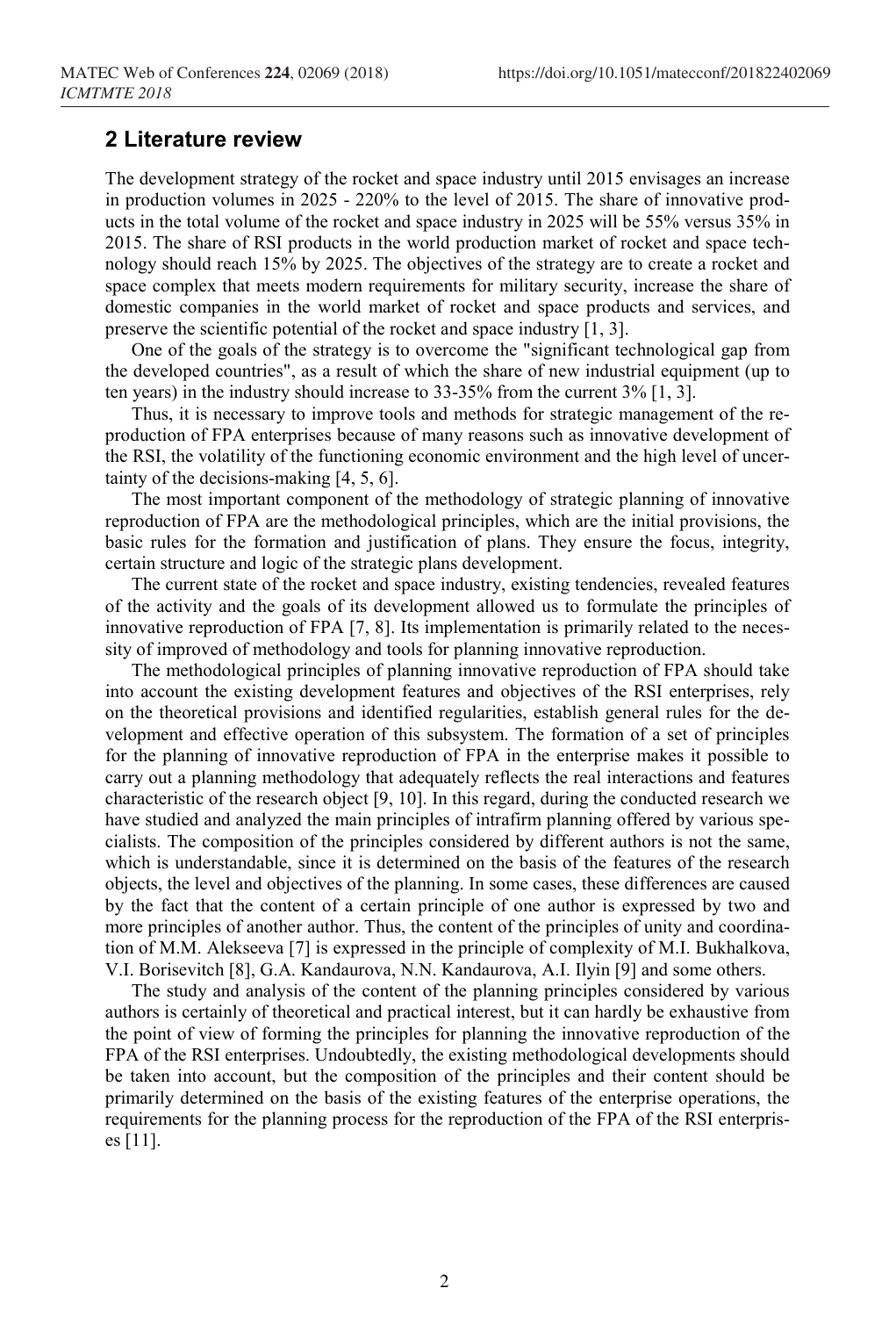## 2 Literature review

The development strategy of the rocket and space industry until 2015 envisages an increase in production volumes in 2025 - 220% to the level of 2015. The share of innovative products in the total volume of the rocket and space industry in 2025 will be 55% versus 35% in 2015. The share of RSI products in the world production market of rocket and space technology should reach 15% by 2025. The objectives of the strategy are to create a rocket and space complex that meets modern requirements for military security, increase the share of domestic companies in the world market of rocket and space products and services, and preserve the scientific potential of the rocket and space industry [1, 3].

One of the goals of the strategy is to overcome the "significant technological gap from the developed countries", as a result of which the share of new industrial equipment (up to ten years) in the industry should increase to 33-35% from the current 3% [1, 3].

Thus, it is necessary to improve tools and methods for strategic management of the reproduction of FPA enterprises because of many reasons such as innovative development of the RSI, the volatility of the functioning economic environment and the high level of uncertainty of the decisions-making [4, 5, 6].

The most important component of the methodology of strategic planning of innovative reproduction of FPA are the methodological principles, which are the initial provisions, the basic rules for the formation and justification of plans. They ensure the focus, integrity, certain structure and logic of the strategic plans development.

The current state of the rocket and space industry, existing tendencies, revealed features of the activity and the goals of its development allowed us to formulate the principles of innovative reproduction of FPA [7, 8]. Its implementation is primarily related to the necessity of improved of methodology and tools for planning innovative reproduction.

The methodological principles of planning innovative reproduction of FPA should take into account the existing development features and objectives of the RSI enterprises, rely on the theoretical provisions and identified regularities, establish general rules for the development and effective operation of this subsystem. The formation of a set of principles for the planning of innovative reproduction of FPA in the enterprise makes it possible to carry out a planning methodology that adequately reflects the real interactions and features characteristic of the research object [9, 10]. In this regard, during the conducted research we have studied and analyzed the main principles of intrafirm planning offered by various specialists. The composition of the principles considered by different authors is not the same, which is understandable, since it is determined on the basis of the features of the research objects, the level and objectives of the planning. In some cases, these differences are caused by the fact that the content of a certain principle of one author is expressed by two and more principles of another author. Thus, the content of the principles of unity and coordination of M.M. Alekseeva [7] is expressed in the principle of complexity of M.I. Bukhalkova, V.I. Borisevitch [8], G.A. Kandaurova, N.N. Kandaurova, A.I. Ilyin [9] and some others.

The study and analysis of the content of the planning principles considered by various authors is certainly of theoretical and practical interest, but it can hardly be exhaustive from the point of view of forming the principles for planning the innovative reproduction of the FPA of the RSI enterprises. Undoubtedly, the existing methodological developments should be taken into account, but the composition of the principles and their content should be primarily determined on the basis of the existing features of the enterprise operations, the requirements for the planning process for the reproduction of the FPA of the RSI enterprises [11].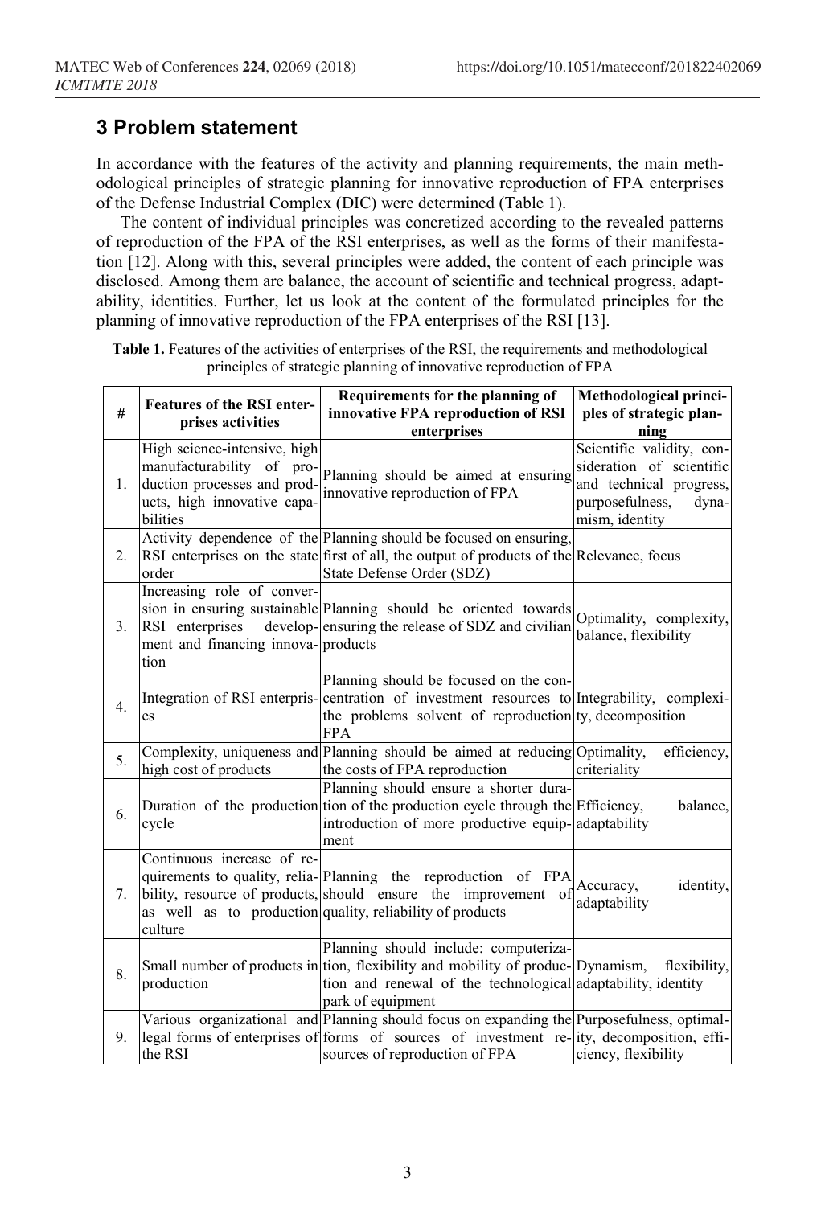## 3 Problem statement

In accordance with the features of the activity and planning requirements, the main methodological principles of strategic planning for innovative reproduction of FPA enterprises of the Defense Industrial Complex (DIC) were determined (Table 1).

The content of individual principles was concretized according to the revealed patterns of reproduction of the FPA of the RSI enterprises, as well as the forms of their manifestation [12]. Along with this, several principles were added, the content of each principle was disclosed. Among them are balance, the account of scientific and technical progress, adaptability, identities. Further, let us look at the content of the formulated principles for the planning of innovative reproduction of the FPA enterprises of the RSI [13].

**Table 1.** Features of the activities of enterprises of the RSI, the requirements and methodological principles of strategic planning of innovative reproduction of FPA

| # | Features of the RSI enterprises activities | Requirements for the planning of innovative FPA reproduction of RSI enterprises | Methodological principles of strategic planning |
|---|---|---|---|
| 1. | High science-intensive, high manufacturability of production processes and products, high innovative capabilities | Planning should be aimed at ensuring innovative reproduction of FPA | Scientific validity, consideration of scientific and technical progress, purposefulness, dynamism, identity |
| 2. | Activity dependence of the RSI enterprises on the state order | Planning should be focused on ensuring, first of all, the output of products of the State Defense Order (SDZ) | Relevance, focus |
| 3. | Increasing role of conversion in ensuring sustainable RSI enterprises development and financing innovation | Planning should be oriented towards ensuring the release of SDZ and civilian products | Optimality, complexity, balance, flexibility |
| 4. | Integration of RSI enterprises | Planning should be focused on the concentration of investment resources to the problems solvent of reproduction FPA | Integrability, complexity, decomposition |
| 5. | Complexity, uniqueness and high cost of products | Planning should be aimed at reducing the costs of FPA reproduction | Optimality, efficiency, criteriality |
| 6. | Duration of the production cycle | Planning should ensure a shorter duration of the production cycle through the introduction of more productive equipment | Efficiency, balance, adaptability |
| 7. | Continuous increase of requirements to quality, reliability, resource of products, as well as to production culture | Planning the reproduction of FPA should ensure the improvement of quality, reliability of products | Accuracy, identity, adaptability |
| 8. | Small number of products in production | Planning should include: computerization, flexibility and mobility of production and renewal of the technological park of equipment | Dynamism, flexibility, adaptability, identity |
| 9. | Various organizational and legal forms of enterprises of the RSI | Planning should focus on expanding the forms of sources of investment resources of reproduction of FPA | Purposefulness, optimality, decomposition, efficiency, flexibility |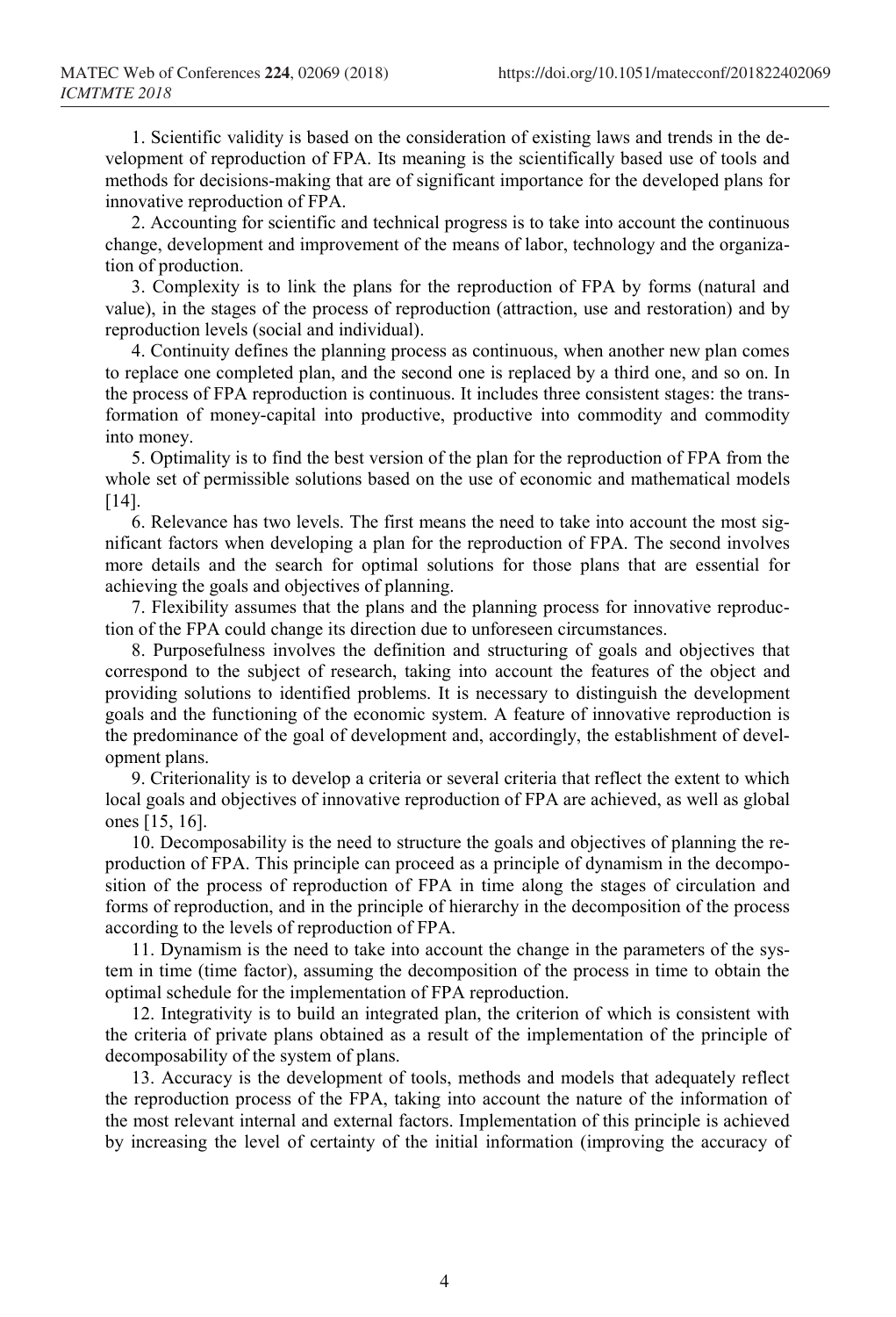1. Scientific validity is based on the consideration of existing laws and trends in the development of reproduction of FPA. Its meaning is the scientifically based use of tools and methods for decisions-making that are of significant importance for the developed plans for innovative reproduction of FPA.

2. Accounting for scientific and technical progress is to take into account the continuous change, development and improvement of the means of labor, technology and the organization of production.

3. Complexity is to link the plans for the reproduction of FPA by forms (natural and value), in the stages of the process of reproduction (attraction, use and restoration) and by reproduction levels (social and individual).

4. Continuity defines the planning process as continuous, when another new plan comes to replace one completed plan, and the second one is replaced by a third one, and so on. In the process of FPA reproduction is continuous. It includes three consistent stages: the transformation of money-capital into productive, productive into commodity and commodity into money.

5. Optimality is to find the best version of the plan for the reproduction of FPA from the whole set of permissible solutions based on the use of economic and mathematical models [14].

6. Relevance has two levels. The first means the need to take into account the most significant factors when developing a plan for the reproduction of FPA. The second involves more details and the search for optimal solutions for those plans that are essential for achieving the goals and objectives of planning.

7. Flexibility assumes that the plans and the planning process for innovative reproduction of the FPA could change its direction due to unforeseen circumstances.

8. Purposefulness involves the definition and structuring of goals and objectives that correspond to the subject of research, taking into account the features of the object and providing solutions to identified problems. It is necessary to distinguish the development goals and the functioning of the economic system. A feature of innovative reproduction is the predominance of the goal of development and, accordingly, the establishment of development plans.

9. Criterionality is to develop a criteria or several criteria that reflect the extent to which local goals and objectives of innovative reproduction of FPA are achieved, as well as global ones [15, 16].

10. Decomposability is the need to structure the goals and objectives of planning the reproduction of FPA. This principle can proceed as a principle of dynamism in the decomposition of the process of reproduction of FPA in time along the stages of circulation and forms of reproduction, and in the principle of hierarchy in the decomposition of the process according to the levels of reproduction of FPA.

11. Dynamism is the need to take into account the change in the parameters of the system in time (time factor), assuming the decomposition of the process in time to obtain the optimal schedule for the implementation of FPA reproduction.

12. Integrativity is to build an integrated plan, the criterion of which is consistent with the criteria of private plans obtained as a result of the implementation of the principle of decomposability of the system of plans.

13. Accuracy is the development of tools, methods and models that adequately reflect the reproduction process of the FPA, taking into account the nature of the information of the most relevant internal and external factors. Implementation of this principle is achieved by increasing the level of certainty of the initial information (improving the accuracy of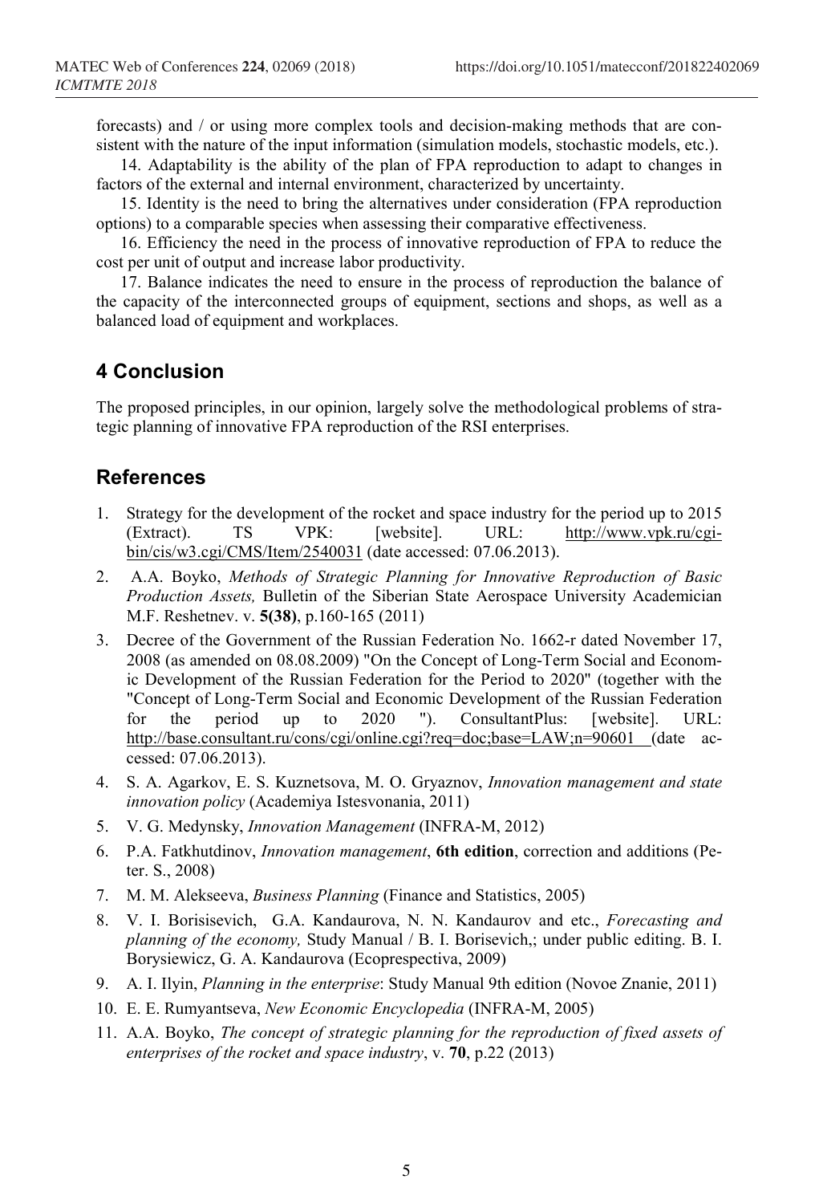forecasts) and / or using more complex tools and decision-making methods that are consistent with the nature of the input information (simulation models, stochastic models, etc.).

14. Adaptability is the ability of the plan of FPA reproduction to adapt to changes in factors of the external and internal environment, characterized by uncertainty.

15. Identity is the need to bring the alternatives under consideration (FPA reproduction options) to a comparable species when assessing their comparative effectiveness.

16. Efficiency the need in the process of innovative reproduction of FPA to reduce the cost per unit of output and increase labor productivity.

17. Balance indicates the need to ensure in the process of reproduction the balance of the capacity of the interconnected groups of equipment, sections and shops, as well as a balanced load of equipment and workplaces.

## 4 Conclusion

The proposed principles, in our opinion, largely solve the methodological problems of strategic planning of innovative FPA reproduction of the RSI enterprises.

## References

1. Strategy for the development of the rocket and space industry for the period up to 2015 (Extract). TS VPK: [website]. URL: http://www.vpk.ru/cgi-bin/cis/w3.cgi/CMS/Item/2540031 (date accessed: 07.06.2013).
2. A.A. Boyko, *Methods of Strategic Planning for Innovative Reproduction of Basic Production Assets,* Bulletin of the Siberian State Aerospace University Academician M.F. Reshetnev. v. **5(38)**, p.160-165 (2011)
3. Decree of the Government of the Russian Federation No. 1662-r dated November 17, 2008 (as amended on 08.08.2009) "On the Concept of Long-Term Social and Economic Development of the Russian Federation for the Period to 2020" (together with the "Concept of Long-Term Social and Economic Development of the Russian Federation for the period up to 2020 "). ConsultantPlus: [website]. URL: http://base.consultant.ru/cons/cgi/online.cgi?req=doc;base=LAW;n=90601 (date accessed: 07.06.2013).
4. S. A. Agarkov, E. S. Kuznetsova, M. O. Gryaznov, *Innovation management and state innovation policy* (Academiya Istesvonania, 2011)
5. V. G. Medynsky, *Innovation Management* (INFRA-M, 2012)
6. P.A. Fatkhutdinov, *Innovation management*, **6th edition**, correction and additions (Peter. S., 2008)
7. M. M. Alekseeva, *Business Planning* (Finance and Statistics, 2005)
8. V. I. Borisisevich, G.A. Kandaurova, N. N. Kandaurov and etc., *Forecasting and planning of the economy,* Study Manual / B. I. Borisevich,; under public editing. B. I. Borysiewicz, G. A. Kandaurova (Ecoprespectiva, 2009)
9. A. I. Ilyin, *Planning in the enterprise*: Study Manual 9th edition (Novoe Znanie, 2011)
10. E. E. Rumyantseva, *New Economic Encyclopedia* (INFRA-M, 2005)
11. A.A. Boyko, *The concept of strategic planning for the reproduction of fixed assets of enterprises of the rocket and space industry*, v. **70**, p.22 (2013)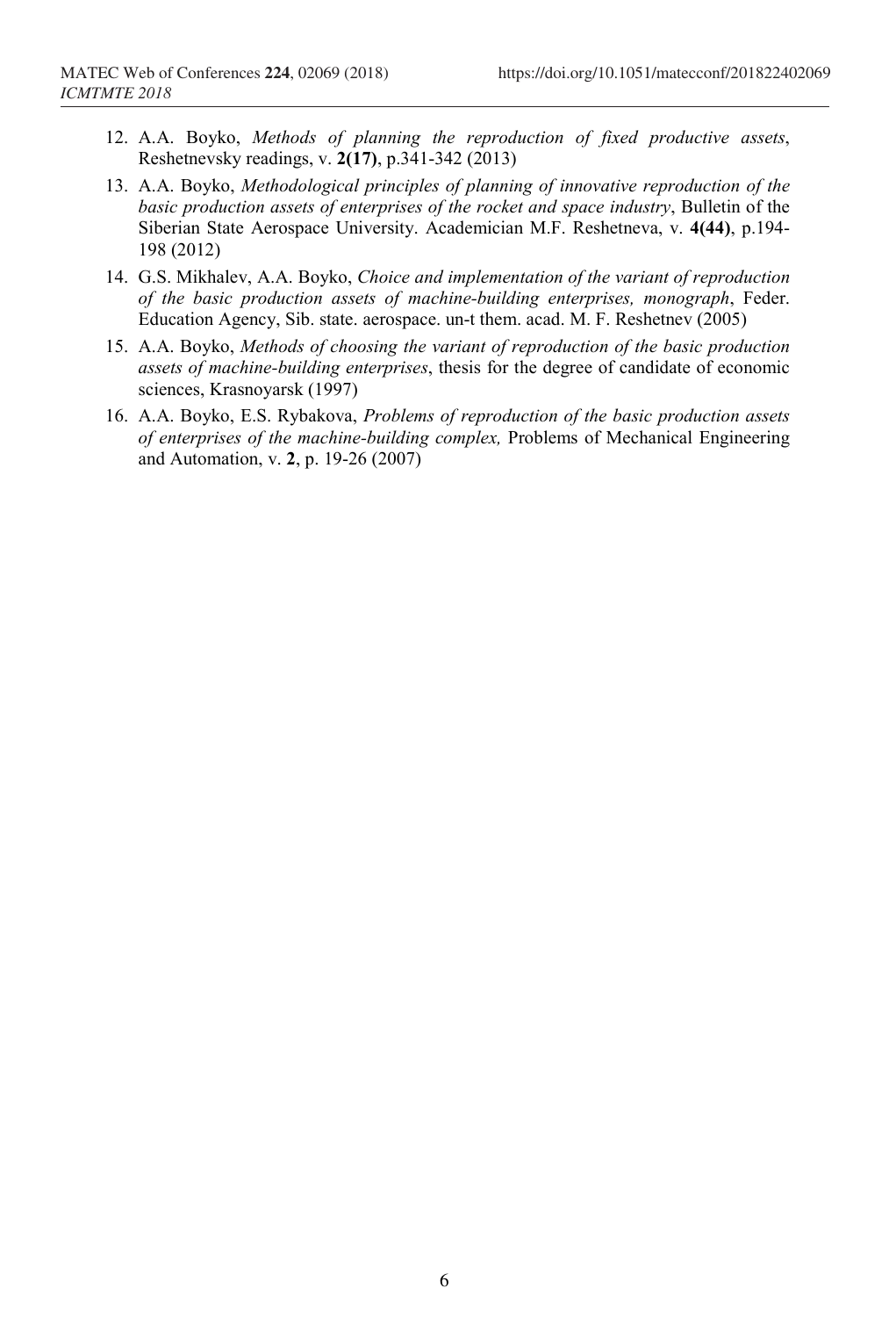12. A.A. Boyko, *Methods of planning the reproduction of fixed productive assets*, Reshetnevsky readings, v. **2(17)**, p.341-342 (2013)
13. A.A. Boyko, *Methodological principles of planning of innovative reproduction of the basic production assets of enterprises of the rocket and space industry*, Bulletin of the Siberian State Aerospace University. Academician M.F. Reshetneva, v. **4(44)**, p.194-198 (2012)
14. G.S. Mikhalev, A.A. Boyko, *Choice and implementation of the variant of reproduction of the basic production assets of machine-building enterprises, monograph*, Feder. Education Agency, Sib. state. aerospace. un-t them. acad. M. F. Reshetnev (2005)
15. A.A. Boyko, *Methods of choosing the variant of reproduction of the basic production assets of machine-building enterprises*, thesis for the degree of candidate of economic sciences, Krasnoyarsk (1997)
16. A.A. Boyko, E.S. Rybakova, *Problems of reproduction of the basic production assets of enterprises of the machine-building complex,* Problems of Mechanical Engineering and Automation, v. **2**, p. 19-26 (2007)